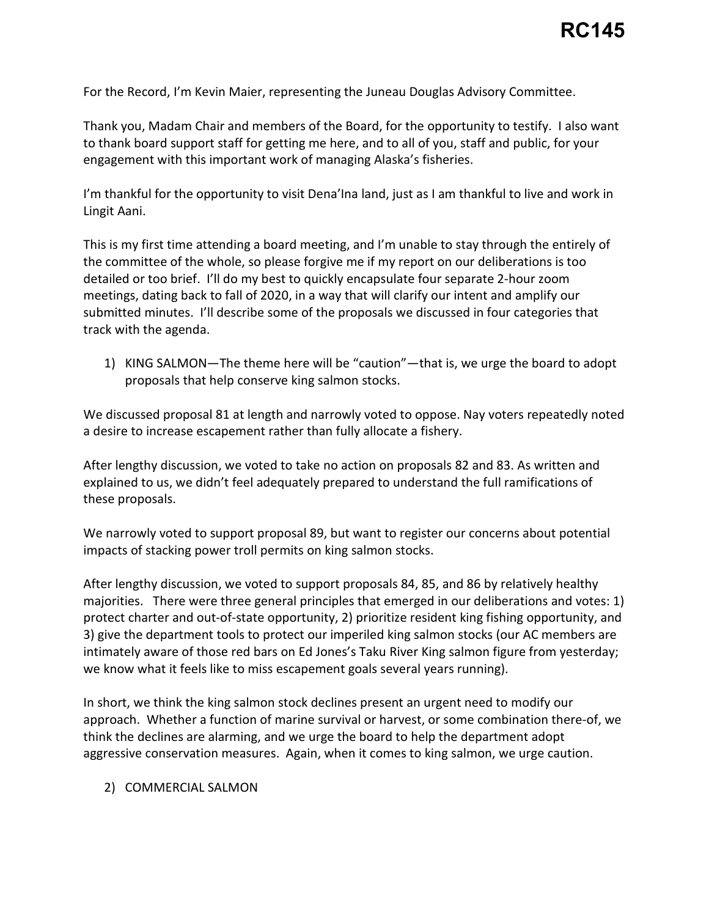# RC145

For the Record, I'm Kevin Maier, representing the Juneau Douglas Advisory Committee.

Thank you, Madam Chair and members of the Board, for the opportunity to testify. I also want to thank board support staff for getting me here, and to all of you, staff and public, for your engagement with this important work of managing Alaska's fisheries.

I'm thankful for the opportunity to visit Dena'Ina land, just as I am thankful to live and work in Lingit Aani.

This is my first time attending a board meeting, and I'm unable to stay through the entirely of the committee of the whole, so please forgive me if my report on our deliberations is too detailed or too brief. I'll do my best to quickly encapsulate four separate 2-hour zoom meetings, dating back to fall of 2020, in a way that will clarify our intent and amplify our submitted minutes. I'll describe some of the proposals we discussed in four categories that track with the agenda.

1) KING SALMON—The theme here will be "caution"—that is, we urge the board to adopt proposals that help conserve king salmon stocks.

We discussed proposal 81 at length and narrowly voted to oppose. Nay voters repeatedly noted a desire to increase escapement rather than fully allocate a fishery.

After lengthy discussion, we voted to take no action on proposals 82 and 83. As written and explained to us, we didn't feel adequately prepared to understand the full ramifications of these proposals.

We narrowly voted to support proposal 89, but want to register our concerns about potential impacts of stacking power troll permits on king salmon stocks.

After lengthy discussion, we voted to support proposals 84, 85, and 86 by relatively healthy majorities. There were three general principles that emerged in our deliberations and votes: 1) protect charter and out-of-state opportunity, 2) prioritize resident king fishing opportunity, and 3) give the department tools to protect our imperiled king salmon stocks (our AC members are intimately aware of those red bars on Ed Jones's Taku River King salmon figure from yesterday; we know what it feels like to miss escapement goals several years running).

In short, we think the king salmon stock declines present an urgent need to modify our approach. Whether a function of marine survival or harvest, or some combination there-of, we think the declines are alarming, and we urge the board to help the department adopt aggressive conservation measures. Again, when it comes to king salmon, we urge caution.

2) COMMERCIAL SALMON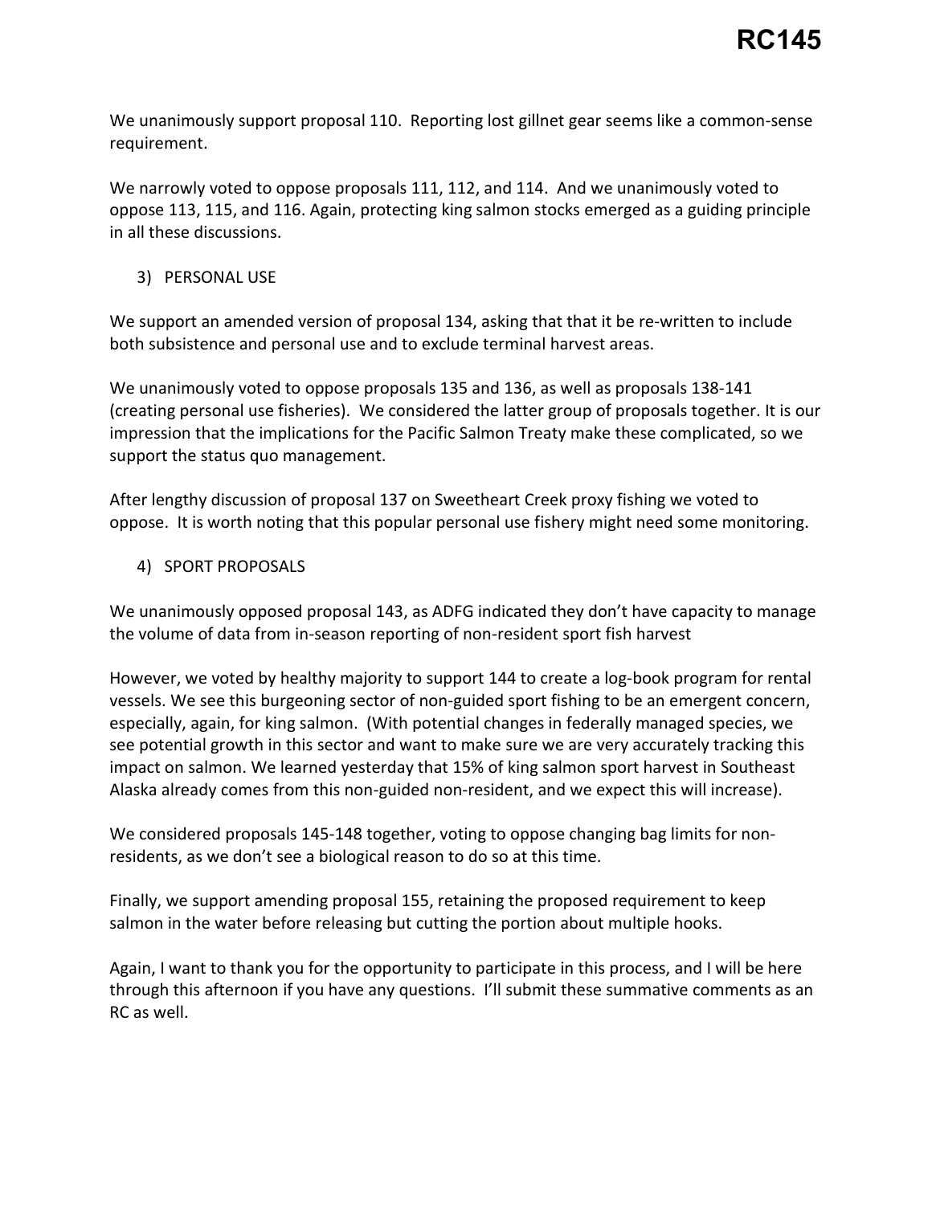We unanimously support proposal 110. Reporting lost gillnet gear seems like a common-sense requirement.

We narrowly voted to oppose proposals 111, 112, and 114. And we unanimously voted to oppose 113, 115, and 116. Again, protecting king salmon stocks emerged as a guiding principle in all these discussions.

3) PERSONAL USE

We support an amended version of proposal 134, asking that that it be re-written to include both subsistence and personal use and to exclude terminal harvest areas.

We unanimously voted to oppose proposals 135 and 136, as well as proposals 138-141 (creating personal use fisheries). We considered the latter group of proposals together. It is our impression that the implications for the Pacific Salmon Treaty make these complicated, so we support the status quo management.

After lengthy discussion of proposal 137 on Sweetheart Creek proxy fishing we voted to oppose. It is worth noting that this popular personal use fishery might need some monitoring.

4) SPORT PROPOSALS

We unanimously opposed proposal 143, as ADFG indicated they don't have capacity to manage the volume of data from in-season reporting of non-resident sport fish harvest

However, we voted by healthy majority to support 144 to create a log-book program for rental vessels. We see this burgeoning sector of non-guided sport fishing to be an emergent concern, especially, again, for king salmon. (With potential changes in federally managed species, we see potential growth in this sector and want to make sure we are very accurately tracking this impact on salmon. We learned yesterday that 15% of king salmon sport harvest in Southeast Alaska already comes from this non-guided non-resident, and we expect this will increase).

We considered proposals 145-148 together, voting to oppose changing bag limits for non-residents, as we don't see a biological reason to do so at this time.

Finally, we support amending proposal 155, retaining the proposed requirement to keep salmon in the water before releasing but cutting the portion about multiple hooks.

Again, I want to thank you for the opportunity to participate in this process, and I will be here through this afternoon if you have any questions. I'll submit these summative comments as an RC as well.